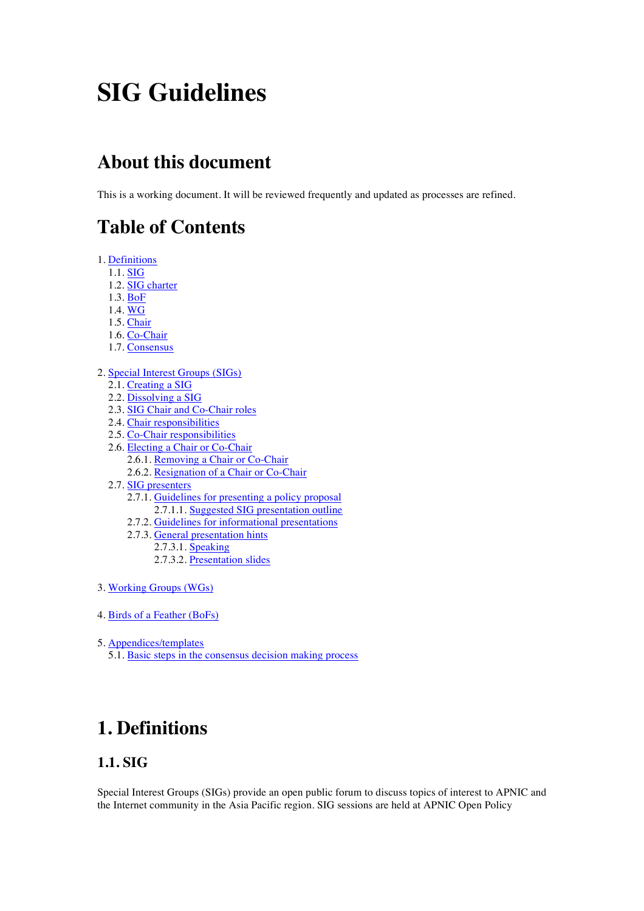# SIG Guidelines

## About this document

This is a working document. It will be reviewed frequently and updated as processes are refined.

## Table of Contents

1. [Definitions]
   - 1.1. [SIG]
   - 1.2. [SIG charter]
   - 1.3. [BoF]
   - 1.4. [WG]
   - 1.5. [Chair]
   - 1.6. [Co-Chair]
   - 1.7. [Consensus]

2. [Special Interest Groups (SIGs)]
   - 2.1. [Creating a SIG]
   - 2.2. [Dissolving a SIG]
   - 2.3. [SIG Chair and Co-Chair roles]
   - 2.4. [Chair responsibilities]
   - 2.5. [Co-Chair responsibilities]
   - 2.6. [Electing a Chair or Co-Chair]
     - 2.6.1. [Removing a Chair or Co-Chair]
     - 2.6.2. [Resignation of a Chair or Co-Chair]
   - 2.7. [SIG presenters]
     - 2.7.1. [Guidelines for presenting a policy proposal]
       - 2.7.1.1. [Suggested SIG presentation outline]
     - 2.7.2. [Guidelines for informational presentations]
     - 2.7.3. [General presentation hints]
       - 2.7.3.1. [Speaking]
       - 2.7.3.2. [Presentation slides]

3. [Working Groups (WGs)]

4. [Birds of a Feather (BoFs)]

5. [Appendices/templates]
   - 5.1. [Basic steps in the consensus decision making process]

# 1. Definitions

## 1.1. SIG

Special Interest Groups (SIGs) provide an open public forum to discuss topics of interest to APNIC and the Internet community in the Asia Pacific region. SIG sessions are held at APNIC Open Policy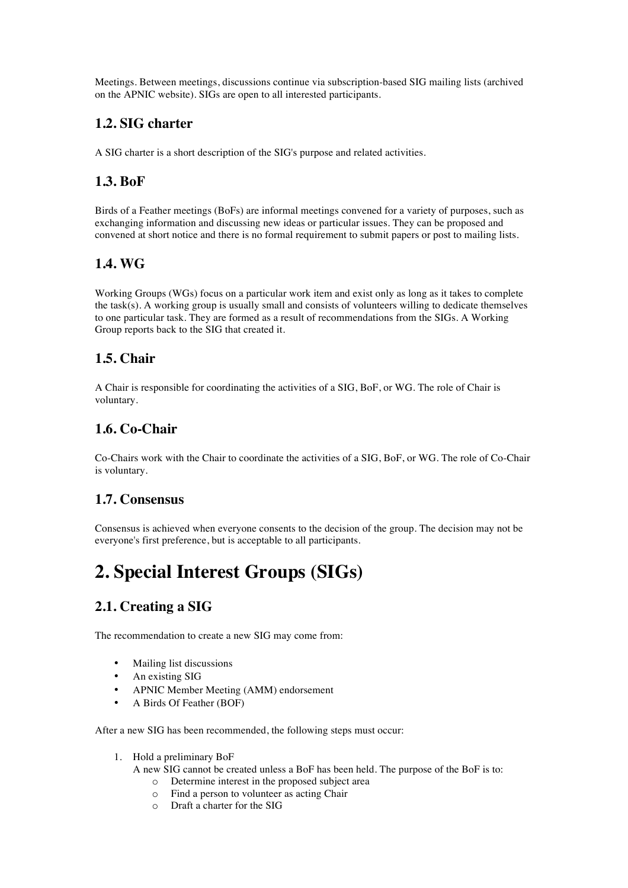Meetings. Between meetings, discussions continue via subscription-based SIG mailing lists (archived on the APNIC website). SIGs are open to all interested participants.

### 1.2. SIG charter

A SIG charter is a short description of the SIG's purpose and related activities.

### 1.3. BoF

Birds of a Feather meetings (BoFs) are informal meetings convened for a variety of purposes, such as exchanging information and discussing new ideas or particular issues. They can be proposed and convened at short notice and there is no formal requirement to submit papers or post to mailing lists.

### 1.4. WG

Working Groups (WGs) focus on a particular work item and exist only as long as it takes to complete the task(s). A working group is usually small and consists of volunteers willing to dedicate themselves to one particular task. They are formed as a result of recommendations from the SIGs. A Working Group reports back to the SIG that created it.

### 1.5. Chair

A Chair is responsible for coordinating the activities of a SIG, BoF, or WG. The role of Chair is voluntary.

### 1.6. Co-Chair

Co-Chairs work with the Chair to coordinate the activities of a SIG, BoF, or WG. The role of Co-Chair is voluntary.

### 1.7. Consensus

Consensus is achieved when everyone consents to the decision of the group. The decision may not be everyone's first preference, but is acceptable to all participants.

# 2. Special Interest Groups (SIGs)

### 2.1. Creating a SIG

The recommendation to create a new SIG may come from:

- Mailing list discussions
- An existing SIG
- APNIC Member Meeting (AMM) endorsement
- A Birds Of Feather (BOF)

After a new SIG has been recommended, the following steps must occur:

1. Hold a preliminary BoF
   A new SIG cannot be created unless a BoF has been held. The purpose of the BoF is to:
   - Determine interest in the proposed subject area
   - Find a person to volunteer as acting Chair
   - Draft a charter for the SIG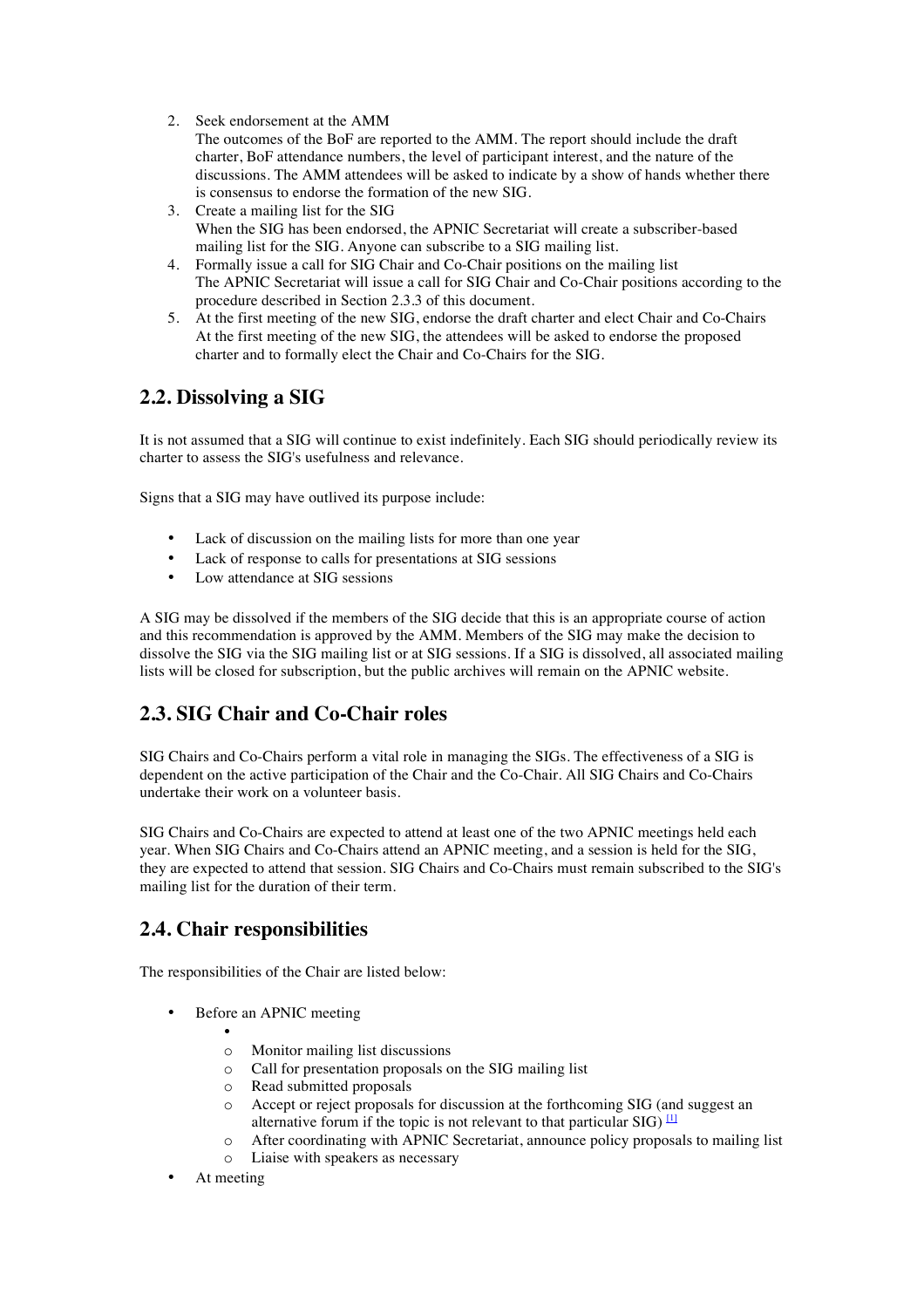2. Seek endorsement at the AMM
   The outcomes of the BoF are reported to the AMM. The report should include the draft charter, BoF attendance numbers, the level of participant interest, and the nature of the discussions. The AMM attendees will be asked to indicate by a show of hands whether there is consensus to endorse the formation of the new SIG.
3. Create a mailing list for the SIG
   When the SIG has been endorsed, the APNIC Secretariat will create a subscriber-based mailing list for the SIG. Anyone can subscribe to a SIG mailing list.
4. Formally issue a call for SIG Chair and Co-Chair positions on the mailing list
   The APNIC Secretariat will issue a call for SIG Chair and Co-Chair positions according to the procedure described in Section 2.3.3 of this document.
5. At the first meeting of the new SIG, endorse the draft charter and elect Chair and Co-Chairs
   At the first meeting of the new SIG, the attendees will be asked to endorse the proposed charter and to formally elect the Chair and Co-Chairs for the SIG.

## 2.2. Dissolving a SIG

It is not assumed that a SIG will continue to exist indefinitely. Each SIG should periodically review its charter to assess the SIG's usefulness and relevance.

Signs that a SIG may have outlived its purpose include:

- Lack of discussion on the mailing lists for more than one year
- Lack of response to calls for presentations at SIG sessions
- Low attendance at SIG sessions

A SIG may be dissolved if the members of the SIG decide that this is an appropriate course of action and this recommendation is approved by the AMM. Members of the SIG may make the decision to dissolve the SIG via the SIG mailing list or at SIG sessions. If a SIG is dissolved, all associated mailing lists will be closed for subscription, but the public archives will remain on the APNIC website.

## 2.3. SIG Chair and Co-Chair roles

SIG Chairs and Co-Chairs perform a vital role in managing the SIGs. The effectiveness of a SIG is dependent on the active participation of the Chair and the Co-Chair. All SIG Chairs and Co-Chairs undertake their work on a volunteer basis.

SIG Chairs and Co-Chairs are expected to attend at least one of the two APNIC meetings held each year. When SIG Chairs and Co-Chairs attend an APNIC meeting, and a session is held for the SIG, they are expected to attend that session. SIG Chairs and Co-Chairs must remain subscribed to the SIG's mailing list for the duration of their term.

## 2.4. Chair responsibilities

The responsibilities of the Chair are listed below:

- Before an APNIC meeting
  - Monitor mailing list discussions
  - Call for presentation proposals on the SIG mailing list
  - Read submitted proposals
  - Accept or reject proposals for discussion at the forthcoming SIG (and suggest an alternative forum if the topic is not relevant to that particular SIG) [1]
  - After coordinating with APNIC Secretariat, announce policy proposals to mailing list
  - Liaise with speakers as necessary
- At meeting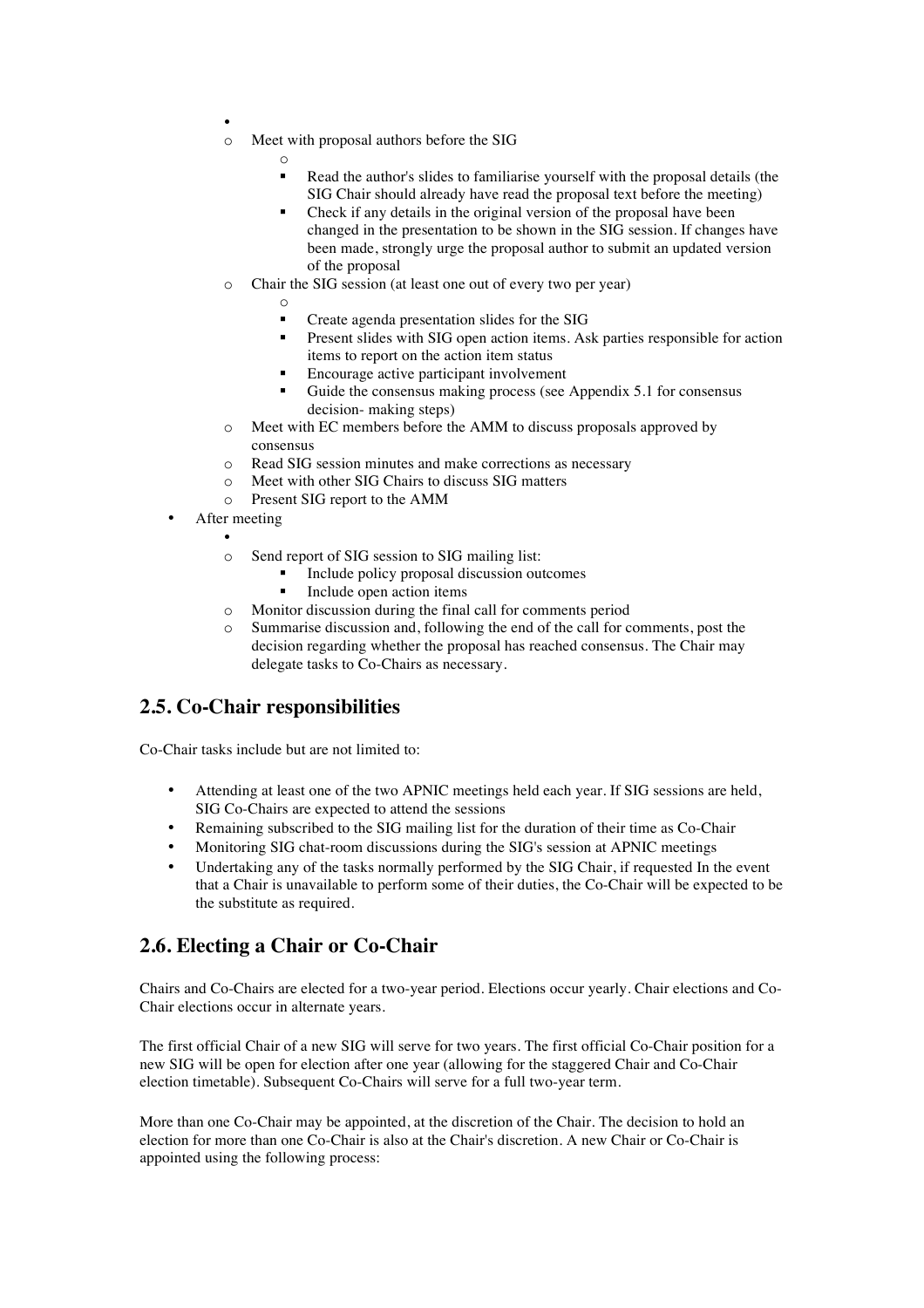-
    - Meet with proposal authors before the SIG
        - Read the author's slides to familiarise yourself with the proposal details (the SIG Chair should already have read the proposal text before the meeting)
        - Check if any details in the original version of the proposal have been changed in the presentation to be shown in the SIG session. If changes have been made, strongly urge the proposal author to submit an updated version of the proposal
    - Chair the SIG session (at least one out of every two per year)
        - Create agenda presentation slides for the SIG
        - Present slides with SIG open action items. Ask parties responsible for action items to report on the action item status
        - Encourage active participant involvement
        - Guide the consensus making process (see Appendix 5.1 for consensus decision- making steps)
    - Meet with EC members before the AMM to discuss proposals approved by consensus
    - Read SIG session minutes and make corrections as necessary
    - Meet with other SIG Chairs to discuss SIG matters
    - Present SIG report to the AMM
- After meeting
    - Send report of SIG session to SIG mailing list:
        - Include policy proposal discussion outcomes
        - Include open action items
    - Monitor discussion during the final call for comments period
    - Summarise discussion and, following the end of the call for comments, post the decision regarding whether the proposal has reached consensus. The Chair may delegate tasks to Co-Chairs as necessary.

## 2.5. Co-Chair responsibilities

Co-Chair tasks include but are not limited to:

- Attending at least one of the two APNIC meetings held each year. If SIG sessions are held, SIG Co-Chairs are expected to attend the sessions
- Remaining subscribed to the SIG mailing list for the duration of their time as Co-Chair
- Monitoring SIG chat-room discussions during the SIG's session at APNIC meetings
- Undertaking any of the tasks normally performed by the SIG Chair, if requested In the event that a Chair is unavailable to perform some of their duties, the Co-Chair will be expected to be the substitute as required.

## 2.6. Electing a Chair or Co-Chair

Chairs and Co-Chairs are elected for a two-year period. Elections occur yearly. Chair elections and Co-Chair elections occur in alternate years.

The first official Chair of a new SIG will serve for two years. The first official Co-Chair position for a new SIG will be open for election after one year (allowing for the staggered Chair and Co-Chair election timetable). Subsequent Co-Chairs will serve for a full two-year term.

More than one Co-Chair may be appointed, at the discretion of the Chair. The decision to hold an election for more than one Co-Chair is also at the Chair's discretion. A new Chair or Co-Chair is appointed using the following process: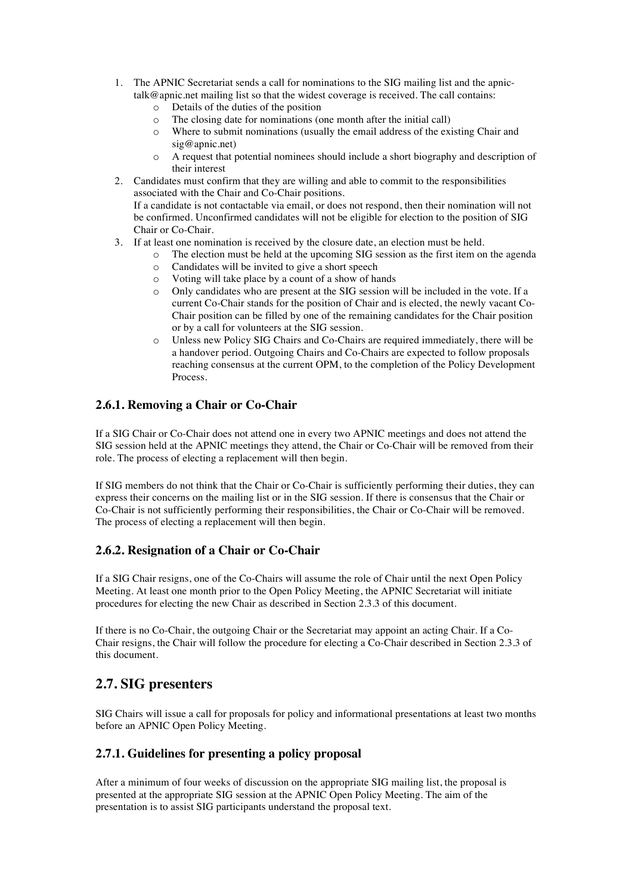1. The APNIC Secretariat sends a call for nominations to the SIG mailing list and the apnic-talk@apnic.net mailing list so that the widest coverage is received. The call contains:
    - Details of the duties of the position
    - The closing date for nominations (one month after the initial call)
    - Where to submit nominations (usually the email address of the existing Chair and sig@apnic.net)
    - A request that potential nominees should include a short biography and description of their interest
2. Candidates must confirm that they are willing and able to commit to the responsibilities associated with the Chair and Co-Chair positions.
   If a candidate is not contactable via email, or does not respond, then their nomination will not be confirmed. Unconfirmed candidates will not be eligible for election to the position of SIG Chair or Co-Chair.
3. If at least one nomination is received by the closure date, an election must be held.
    - The election must be held at the upcoming SIG session as the first item on the agenda
    - Candidates will be invited to give a short speech
    - Voting will take place by a count of a show of hands
    - Only candidates who are present at the SIG session will be included in the vote. If a current Co-Chair stands for the position of Chair and is elected, the newly vacant Co-Chair position can be filled by one of the remaining candidates for the Chair position or by a call for volunteers at the SIG session.
    - Unless new Policy SIG Chairs and Co-Chairs are required immediately, there will be a handover period. Outgoing Chairs and Co-Chairs are expected to follow proposals reaching consensus at the current OPM, to the completion of the Policy Development Process.

### 2.6.1. Removing a Chair or Co-Chair

If a SIG Chair or Co-Chair does not attend one in every two APNIC meetings and does not attend the SIG session held at the APNIC meetings they attend, the Chair or Co-Chair will be removed from their role. The process of electing a replacement will then begin.

If SIG members do not think that the Chair or Co-Chair is sufficiently performing their duties, they can express their concerns on the mailing list or in the SIG session. If there is consensus that the Chair or Co-Chair is not sufficiently performing their responsibilities, the Chair or Co-Chair will be removed. The process of electing a replacement will then begin.

### 2.6.2. Resignation of a Chair or Co-Chair

If a SIG Chair resigns, one of the Co-Chairs will assume the role of Chair until the next Open Policy Meeting. At least one month prior to the Open Policy Meeting, the APNIC Secretariat will initiate procedures for electing the new Chair as described in Section 2.3.3 of this document.

If there is no Co-Chair, the outgoing Chair or the Secretariat may appoint an acting Chair. If a Co-Chair resigns, the Chair will follow the procedure for electing a Co-Chair described in Section 2.3.3 of this document.

## 2.7. SIG presenters

SIG Chairs will issue a call for proposals for policy and informational presentations at least two months before an APNIC Open Policy Meeting.

### 2.7.1. Guidelines for presenting a policy proposal

After a minimum of four weeks of discussion on the appropriate SIG mailing list, the proposal is presented at the appropriate SIG session at the APNIC Open Policy Meeting. The aim of the presentation is to assist SIG participants understand the proposal text.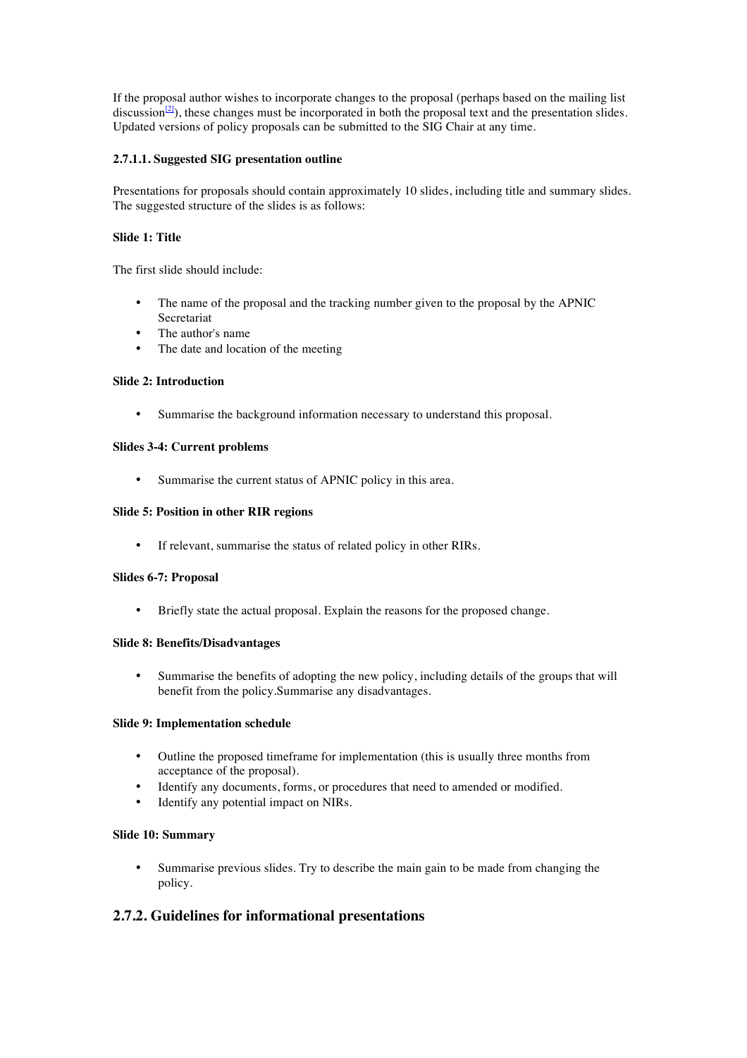If the proposal author wishes to incorporate changes to the proposal (perhaps based on the mailing list discussion[2]), these changes must be incorporated in both the proposal text and the presentation slides. Updated versions of policy proposals can be submitted to the SIG Chair at any time.

#### 2.7.1.1. Suggested SIG presentation outline

Presentations for proposals should contain approximately 10 slides, including title and summary slides. The suggested structure of the slides is as follows:

**Slide 1: Title**

The first slide should include:

- The name of the proposal and the tracking number given to the proposal by the APNIC Secretariat
- The author's name
- The date and location of the meeting

**Slide 2: Introduction**

- Summarise the background information necessary to understand this proposal.

**Slides 3-4: Current problems**

- Summarise the current status of APNIC policy in this area.

**Slide 5: Position in other RIR regions**

- If relevant, summarise the status of related policy in other RIRs.

**Slides 6-7: Proposal**

- Briefly state the actual proposal. Explain the reasons for the proposed change.

**Slide 8: Benefits/Disadvantages**

- Summarise the benefits of adopting the new policy, including details of the groups that will benefit from the policy.Summarise any disadvantages.

**Slide 9: Implementation schedule**

- Outline the proposed timeframe for implementation (this is usually three months from acceptance of the proposal).
- Identify any documents, forms, or procedures that need to amended or modified.
- Identify any potential impact on NIRs.

**Slide 10: Summary**

- Summarise previous slides. Try to describe the main gain to be made from changing the policy.

### 2.7.2. Guidelines for informational presentations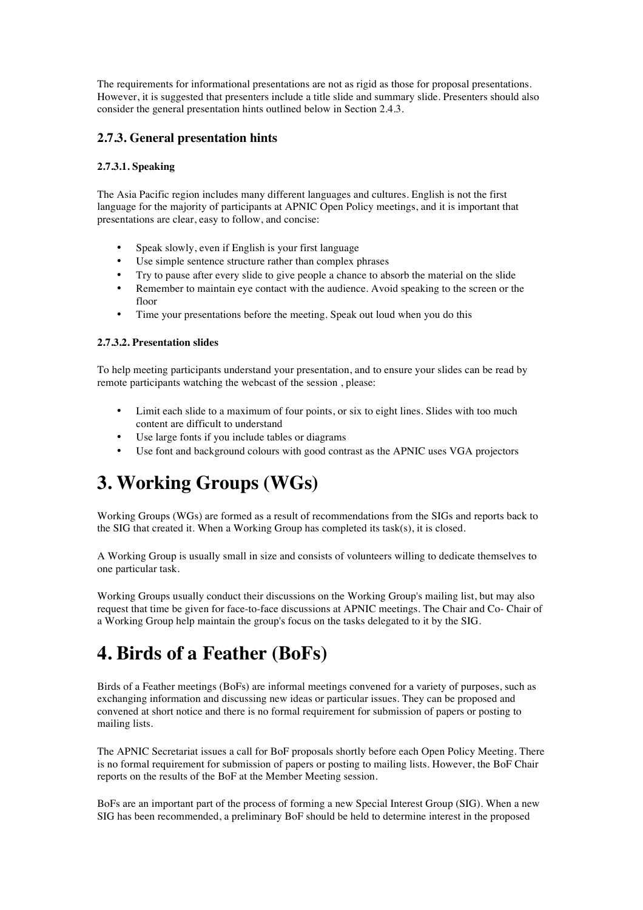The requirements for informational presentations are not as rigid as those for proposal presentations. However, it is suggested that presenters include a title slide and summary slide. Presenters should also consider the general presentation hints outlined below in Section 2.4.3.

### 2.7.3. General presentation hints

#### 2.7.3.1. Speaking

The Asia Pacific region includes many different languages and cultures. English is not the first language for the majority of participants at APNIC Open Policy meetings, and it is important that presentations are clear, easy to follow, and concise:

- Speak slowly, even if English is your first language
- Use simple sentence structure rather than complex phrases
- Try to pause after every slide to give people a chance to absorb the material on the slide
- Remember to maintain eye contact with the audience. Avoid speaking to the screen or the floor
- Time your presentations before the meeting. Speak out loud when you do this

#### 2.7.3.2. Presentation slides

To help meeting participants understand your presentation, and to ensure your slides can be read by remote participants watching the webcast of the session , please:

- Limit each slide to a maximum of four points, or six to eight lines. Slides with too much content are difficult to understand
- Use large fonts if you include tables or diagrams
- Use font and background colours with good contrast as the APNIC uses VGA projectors

# 3. Working Groups (WGs)

Working Groups (WGs) are formed as a result of recommendations from the SIGs and reports back to the SIG that created it. When a Working Group has completed its task(s), it is closed.

A Working Group is usually small in size and consists of volunteers willing to dedicate themselves to one particular task.

Working Groups usually conduct their discussions on the Working Group's mailing list, but may also request that time be given for face-to-face discussions at APNIC meetings. The Chair and Co- Chair of a Working Group help maintain the group's focus on the tasks delegated to it by the SIG.

# 4. Birds of a Feather (BoFs)

Birds of a Feather meetings (BoFs) are informal meetings convened for a variety of purposes, such as exchanging information and discussing new ideas or particular issues. They can be proposed and convened at short notice and there is no formal requirement for submission of papers or posting to mailing lists.

The APNIC Secretariat issues a call for BoF proposals shortly before each Open Policy Meeting. There is no formal requirement for submission of papers or posting to mailing lists. However, the BoF Chair reports on the results of the BoF at the Member Meeting session.

BoFs are an important part of the process of forming a new Special Interest Group (SIG). When a new SIG has been recommended, a preliminary BoF should be held to determine interest in the proposed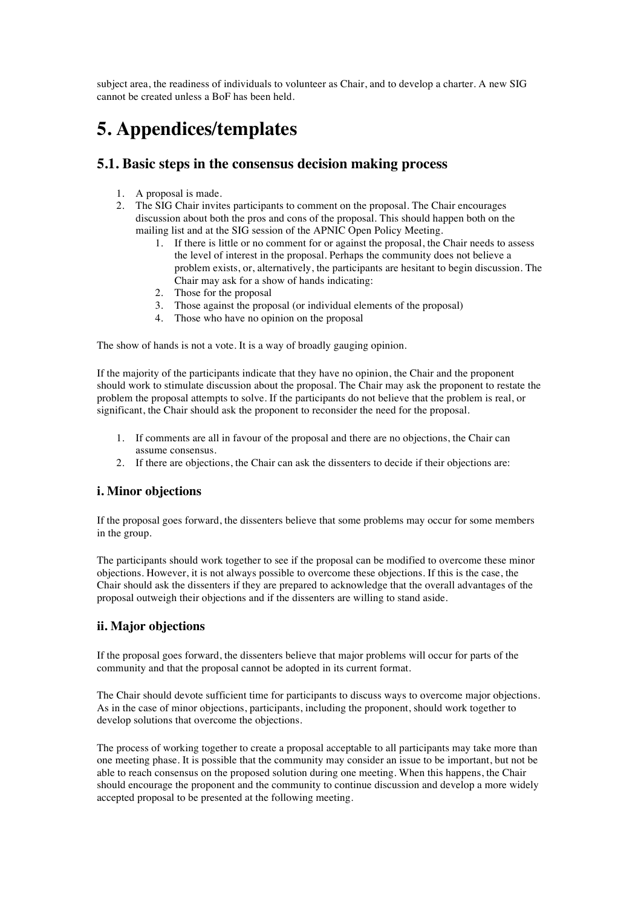subject area, the readiness of individuals to volunteer as Chair, and to develop a charter. A new SIG cannot be created unless a BoF has been held.

# 5. Appendices/templates

## 5.1. Basic steps in the consensus decision making process

1. A proposal is made.
2. The SIG Chair invites participants to comment on the proposal. The Chair encourages discussion about both the pros and cons of the proposal. This should happen both on the mailing list and at the SIG session of the APNIC Open Policy Meeting.
    1. If there is little or no comment for or against the proposal, the Chair needs to assess the level of interest in the proposal. Perhaps the community does not believe a problem exists, or, alternatively, the participants are hesitant to begin discussion. The Chair may ask for a show of hands indicating:
    2. Those for the proposal
    3. Those against the proposal (or individual elements of the proposal)
    4. Those who have no opinion on the proposal

The show of hands is not a vote. It is a way of broadly gauging opinion.

If the majority of the participants indicate that they have no opinion, the Chair and the proponent should work to stimulate discussion about the proposal. The Chair may ask the proponent to restate the problem the proposal attempts to solve. If the participants do not believe that the problem is real, or significant, the Chair should ask the proponent to reconsider the need for the proposal.

1. If comments are all in favour of the proposal and there are no objections, the Chair can assume consensus.
2. If there are objections, the Chair can ask the dissenters to decide if their objections are:

### i. Minor objections

If the proposal goes forward, the dissenters believe that some problems may occur for some members in the group.

The participants should work together to see if the proposal can be modified to overcome these minor objections. However, it is not always possible to overcome these objections. If this is the case, the Chair should ask the dissenters if they are prepared to acknowledge that the overall advantages of the proposal outweigh their objections and if the dissenters are willing to stand aside.

### ii. Major objections

If the proposal goes forward, the dissenters believe that major problems will occur for parts of the community and that the proposal cannot be adopted in its current format.

The Chair should devote sufficient time for participants to discuss ways to overcome major objections. As in the case of minor objections, participants, including the proponent, should work together to develop solutions that overcome the objections.

The process of working together to create a proposal acceptable to all participants may take more than one meeting phase. It is possible that the community may consider an issue to be important, but not be able to reach consensus on the proposed solution during one meeting. When this happens, the Chair should encourage the proponent and the community to continue discussion and develop a more widely accepted proposal to be presented at the following meeting.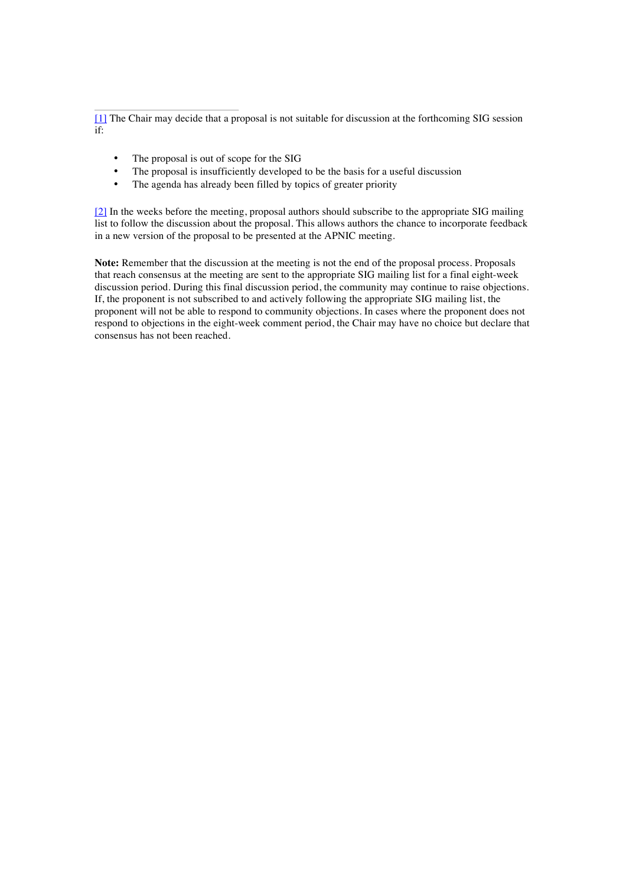[1] The Chair may decide that a proposal is not suitable for discussion at the forthcoming SIG session if:

- The proposal is out of scope for the SIG
- The proposal is insufficiently developed to be the basis for a useful discussion
- The agenda has already been filled by topics of greater priority

[2] In the weeks before the meeting, proposal authors should subscribe to the appropriate SIG mailing list to follow the discussion about the proposal. This allows authors the chance to incorporate feedback in a new version of the proposal to be presented at the APNIC meeting.

**Note:** Remember that the discussion at the meeting is not the end of the proposal process. Proposals that reach consensus at the meeting are sent to the appropriate SIG mailing list for a final eight-week discussion period. During this final discussion period, the community may continue to raise objections. If, the proponent is not subscribed to and actively following the appropriate SIG mailing list, the proponent will not be able to respond to community objections. In cases where the proponent does not respond to objections in the eight-week comment period, the Chair may have no choice but declare that consensus has not been reached.